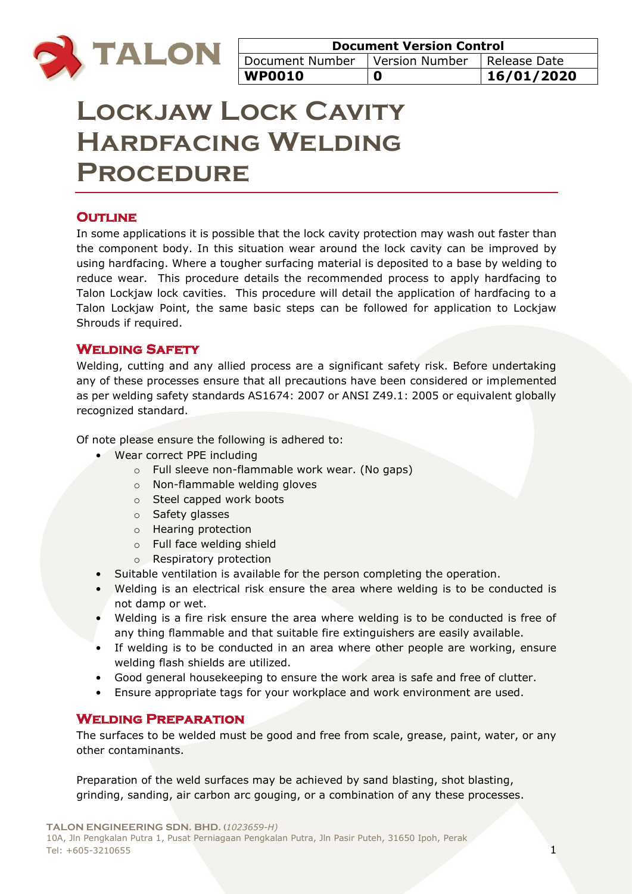| Document Version Control | | |
|---|---|---|
| Document Number | Version Number | Release Date |
| **WP0010** | **0** | **16/01/2020** |

# Lockjaw Lock Cavity Hardfacing Welding Procedure

## Outline

In some applications it is possible that the lock cavity protection may wash out faster than the component body. In this situation wear around the lock cavity can be improved by using hardfacing. Where a tougher surfacing material is deposited to a base by welding to reduce wear. This procedure details the recommended process to apply hardfacing to Talon Lockjaw lock cavities. This procedure will detail the application of hardfacing to a Talon Lockjaw Point, the same basic steps can be followed for application to Lockjaw Shrouds if required.

## Welding Safety

Welding, cutting and any allied process are a significant safety risk. Before undertaking any of these processes ensure that all precautions have been considered or implemented as per welding safety standards AS1674: 2007 or ANSI Z49.1: 2005 or equivalent globally recognized standard.

Of note please ensure the following is adhered to:

- Wear correct PPE including
  - Full sleeve non-flammable work wear. (No gaps)
  - Non-flammable welding gloves
  - Steel capped work boots
  - Safety glasses
  - Hearing protection
  - Full face welding shield
  - Respiratory protection
- Suitable ventilation is available for the person completing the operation.
- Welding is an electrical risk ensure the area where welding is to be conducted is not damp or wet.
- Welding is a fire risk ensure the area where welding is to be conducted is free of any thing flammable and that suitable fire extinguishers are easily available.
- If welding is to be conducted in an area where other people are working, ensure welding flash shields are utilized.
- Good general housekeeping to ensure the work area is safe and free of clutter.
- Ensure appropriate tags for your workplace and work environment are used.

## Welding Preparation

The surfaces to be welded must be good and free from scale, grease, paint, water, or any other contaminants.

Preparation of the weld surfaces may be achieved by sand blasting, shot blasting, grinding, sanding, air carbon arc gouging, or a combination of any these processes.

**TALON ENGINEERING SDN. BHD.** (*1023659-H*)
10A, Jln Pengkalan Putra 1, Pusat Perniagaan Pengkalan Putra, Jln Pasir Puteh, 31650 Ipoh, Perak
Tel: +605-3210655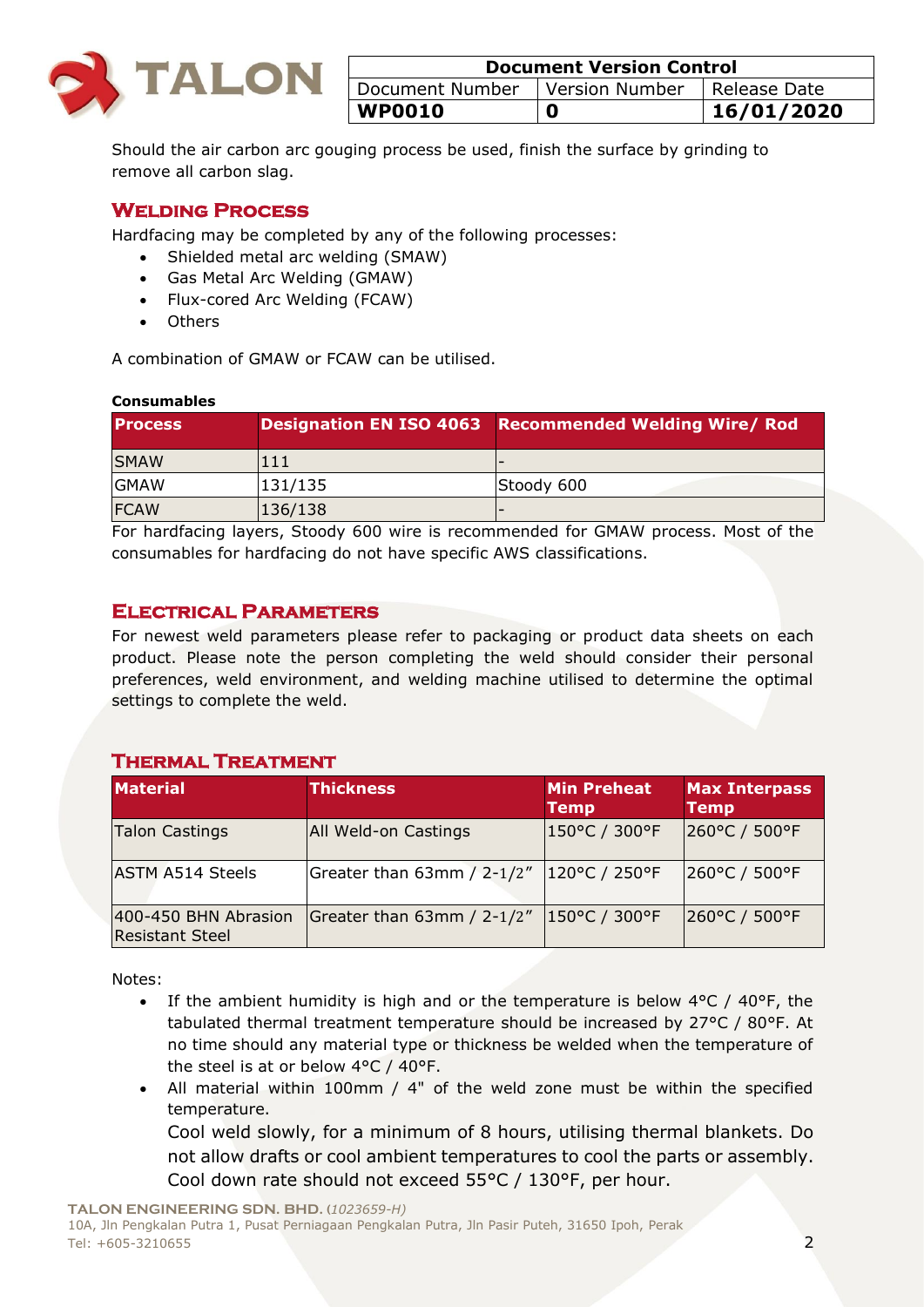Should the air carbon arc gouging process be used, finish the surface by grinding to remove all carbon slag.

## Welding Process

Hardfacing may be completed by any of the following processes:

- Shielded metal arc welding (SMAW)
- Gas Metal Arc Welding (GMAW)
- Flux-cored Arc Welding (FCAW)
- Others

A combination of GMAW or FCAW can be utilised.

**Consumables**

| Process | Designation EN ISO 4063 | Recommended Welding Wire/ Rod |
|---|---|---|
| SMAW | 111 | - |
| GMAW | 131/135 | Stoody 600 |
| FCAW | 136/138 | - |

For hardfacing layers, Stoody 600 wire is recommended for GMAW process. Most of the consumables for hardfacing do not have specific AWS classifications.

## Electrical Parameters

For newest weld parameters please refer to packaging or product data sheets on each product. Please note the person completing the weld should consider their personal preferences, weld environment, and welding machine utilised to determine the optimal settings to complete the weld.

## Thermal Treatment

| Material | Thickness | Min Preheat Temp | Max Interpass Temp |
|---|---|---|---|
| Talon Castings | All Weld-on Castings | 150°C / 300°F | 260°C / 500°F |
| ASTM A514 Steels | Greater than 63mm / 2-1/2" | 120°C / 250°F | 260°C / 500°F |
| 400-450 BHN Abrasion Resistant Steel | Greater than 63mm / 2-1/2" | 150°C / 300°F | 260°C / 500°F |

Notes:

- If the ambient humidity is high and or the temperature is below 4°C / 40°F, the tabulated thermal treatment temperature should be increased by 27°C / 80°F. At no time should any material type or thickness be welded when the temperature of the steel is at or below 4°C / 40°F.
- All material within 100mm / 4" of the weld zone must be within the specified temperature.
  Cool weld slowly, for a minimum of 8 hours, utilising thermal blankets. Do not allow drafts or cool ambient temperatures to cool the parts or assembly. Cool down rate should not exceed 55°C / 130°F, per hour.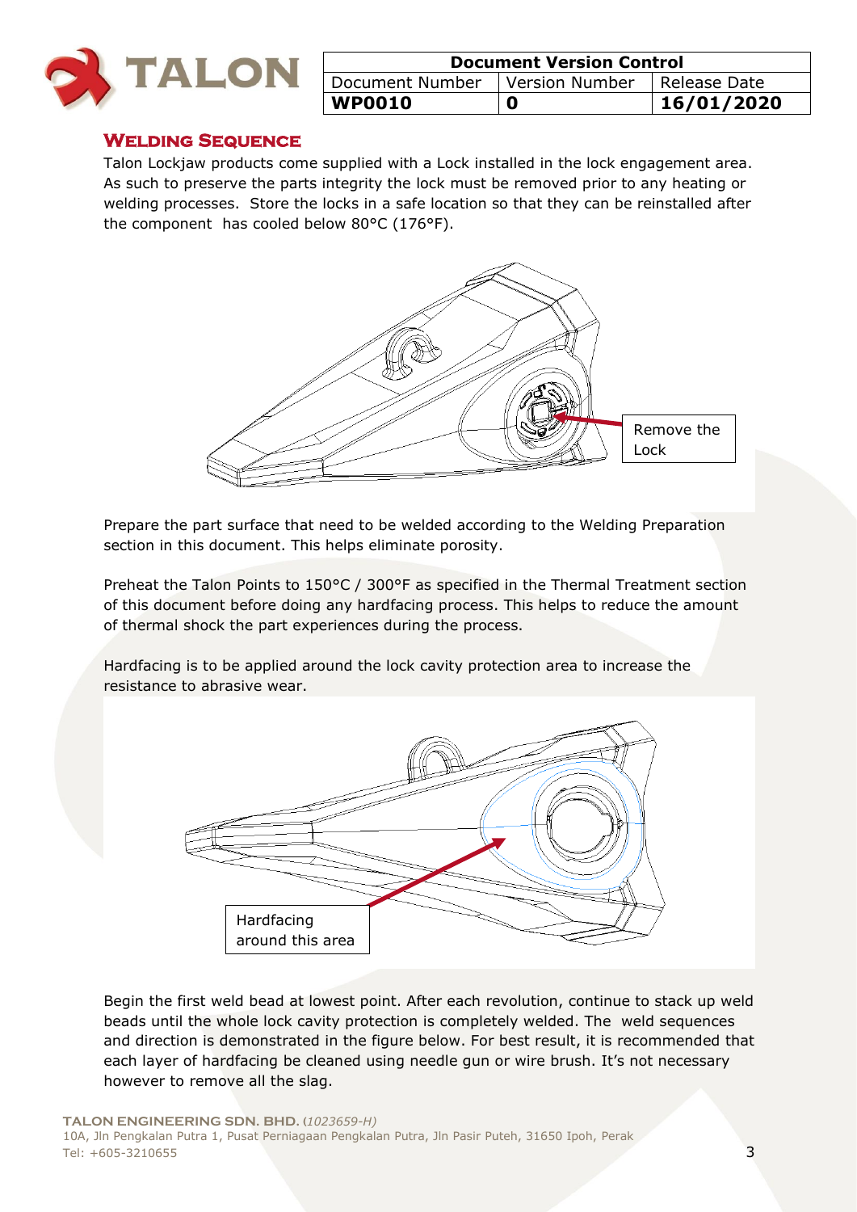## Welding Sequence

Talon Lockjaw products come supplied with a Lock installed in the lock engagement area. As such to preserve the parts integrity the lock must be removed prior to any heating or welding processes. Store the locks in a safe location so that they can be reinstalled after the component has cooled below 80°C (176°F).

Remove the Lock

Prepare the part surface that need to be welded according to the Welding Preparation section in this document. This helps eliminate porosity.

Preheat the Talon Points to 150°C / 300°F as specified in the Thermal Treatment section of this document before doing any hardfacing process. This helps to reduce the amount of thermal shock the part experiences during the process.

Hardfacing is to be applied around the lock cavity protection area to increase the resistance to abrasive wear.

Hardfacing around this area

Begin the first weld bead at lowest point. After each revolution, continue to stack up weld beads until the whole lock cavity protection is completely welded. The weld sequences and direction is demonstrated in the figure below. For best result, it is recommended that each layer of hardfacing be cleaned using needle gun or wire brush. It's not necessary however to remove all the slag.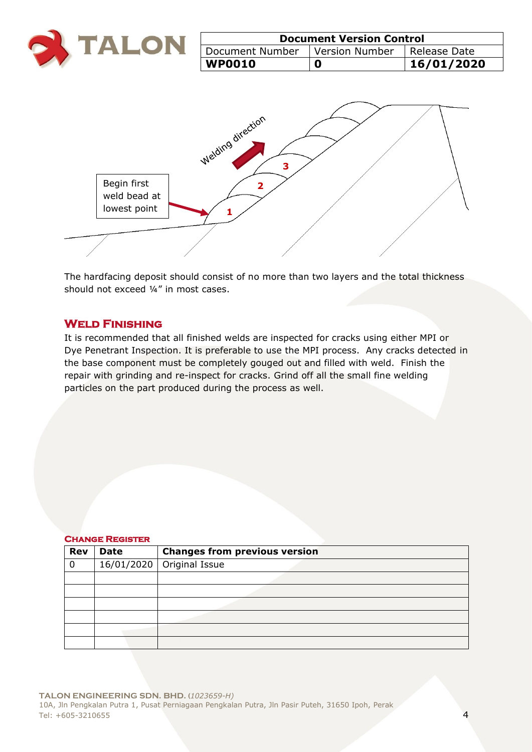| Document Version Control | | |
| --- | --- | --- |
| Document Number | Version Number | Release Date |
| **WP0010** | **0** | **16/01/2020** |

Welding direction

Begin first weld bead at lowest point

1

2

3

The hardfacing deposit should consist of no more than two layers and the total thickness should not exceed ¼" in most cases.

## Weld Finishing

It is recommended that all finished welds are inspected for cracks using either MPI or Dye Penetrant Inspection. It is preferable to use the MPI process. Any cracks detected in the base component must be completely gouged out and filled with weld. Finish the repair with grinding and re-inspect for cracks. Grind off all the small fine welding particles on the part produced during the process as well.

### Change Register

| Rev | Date | Changes from previous version |
| --- | --- | --- |
| 0 | 16/01/2020 | Original Issue |
| | | |
| | | |
| | | |
| | | |
| | | |
| | | |

**TALON ENGINEERING SDN. BHD.** (*1023659-H*)
10A, Jln Pengkalan Putra 1, Pusat Perniagaan Pengkalan Putra, Jln Pasir Puteh, 31650 Ipoh, Perak
Tel: +605-3210655